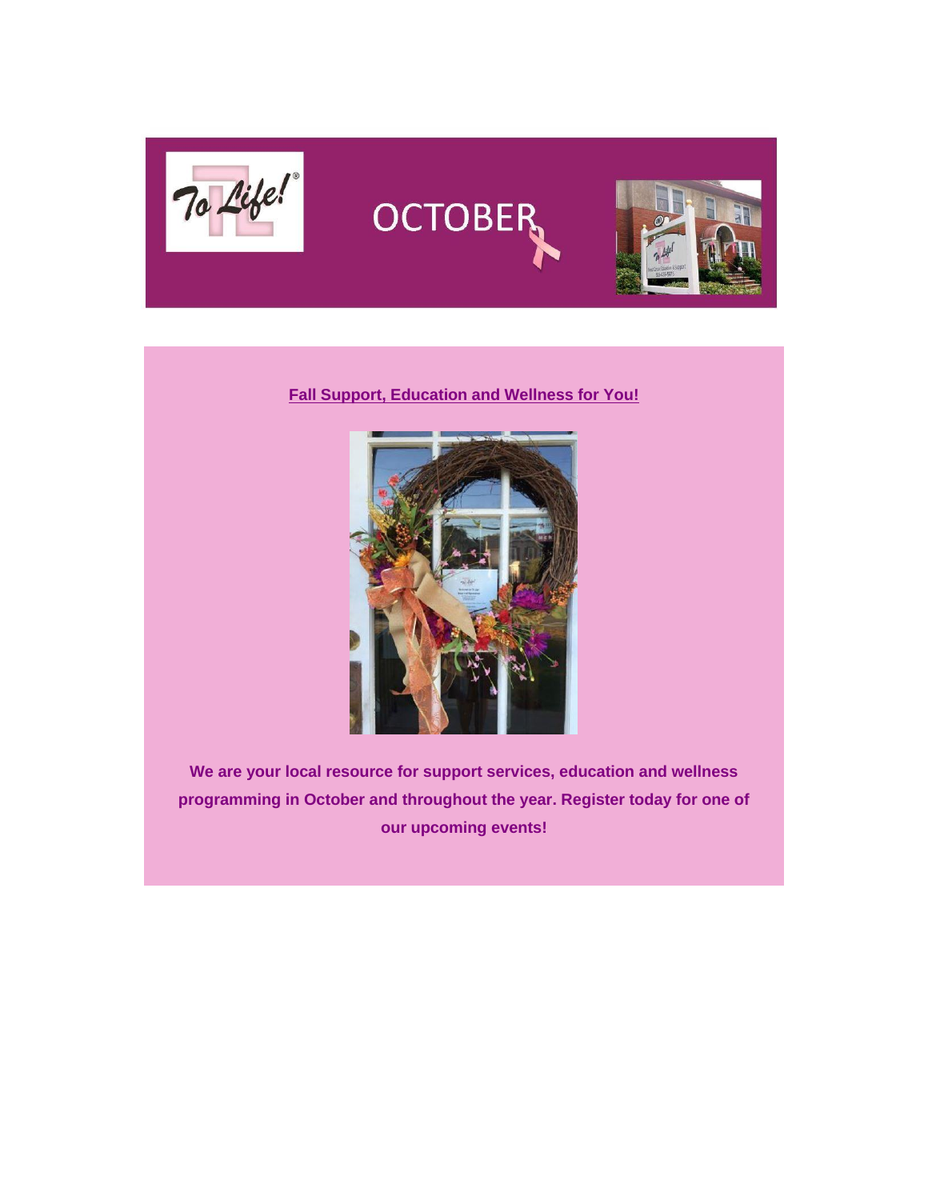OCTOBER

**Fall Support, Education and Wellness for You!**

**We are your local resource for support services, education and wellness programming in October and throughout the year. Register today for one of our upcoming events!**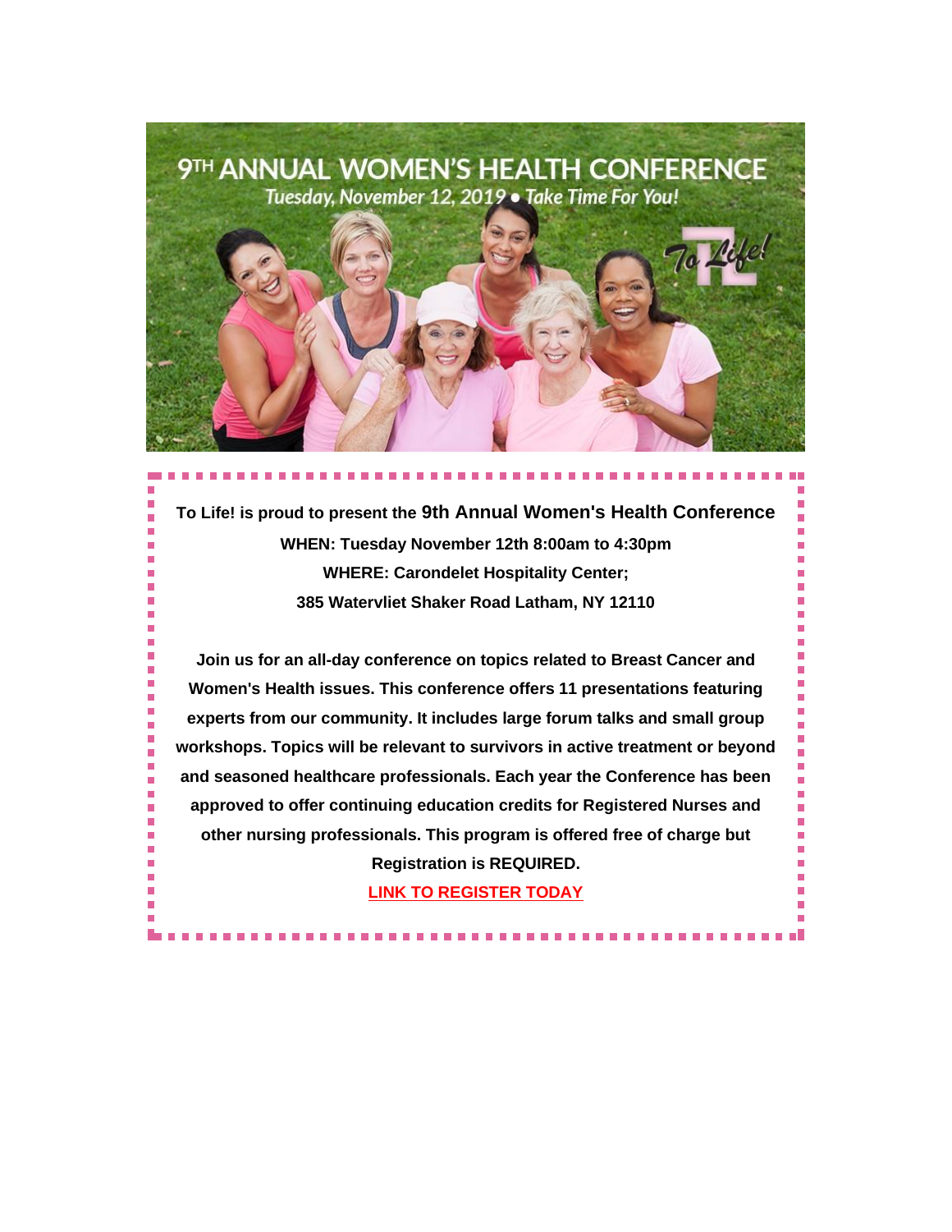# 9TH ANNUAL WOMEN'S HEALTH CONFERENCE

*Tuesday, November 12, 2019 • Take Time For You!*

*To Life!*

**To Life! is proud to present the 9th Annual Women's Health Conference**

**WHEN: Tuesday November 12th 8:00am to 4:30pm**

**WHERE: Carondelet Hospitality Center;**

**385 Watervliet Shaker Road Latham, NY 12110**

**Join us for an all-day conference on topics related to Breast Cancer and Women's Health issues. This conference offers 11 presentations featuring experts from our community. It includes large forum talks and small group workshops. Topics will be relevant to survivors in active treatment or beyond and seasoned healthcare professionals. Each year the Conference has been approved to offer continuing education credits for Registered Nurses and other nursing professionals. This program is offered free of charge but Registration is REQUIRED.**

**LINK TO REGISTER TODAY**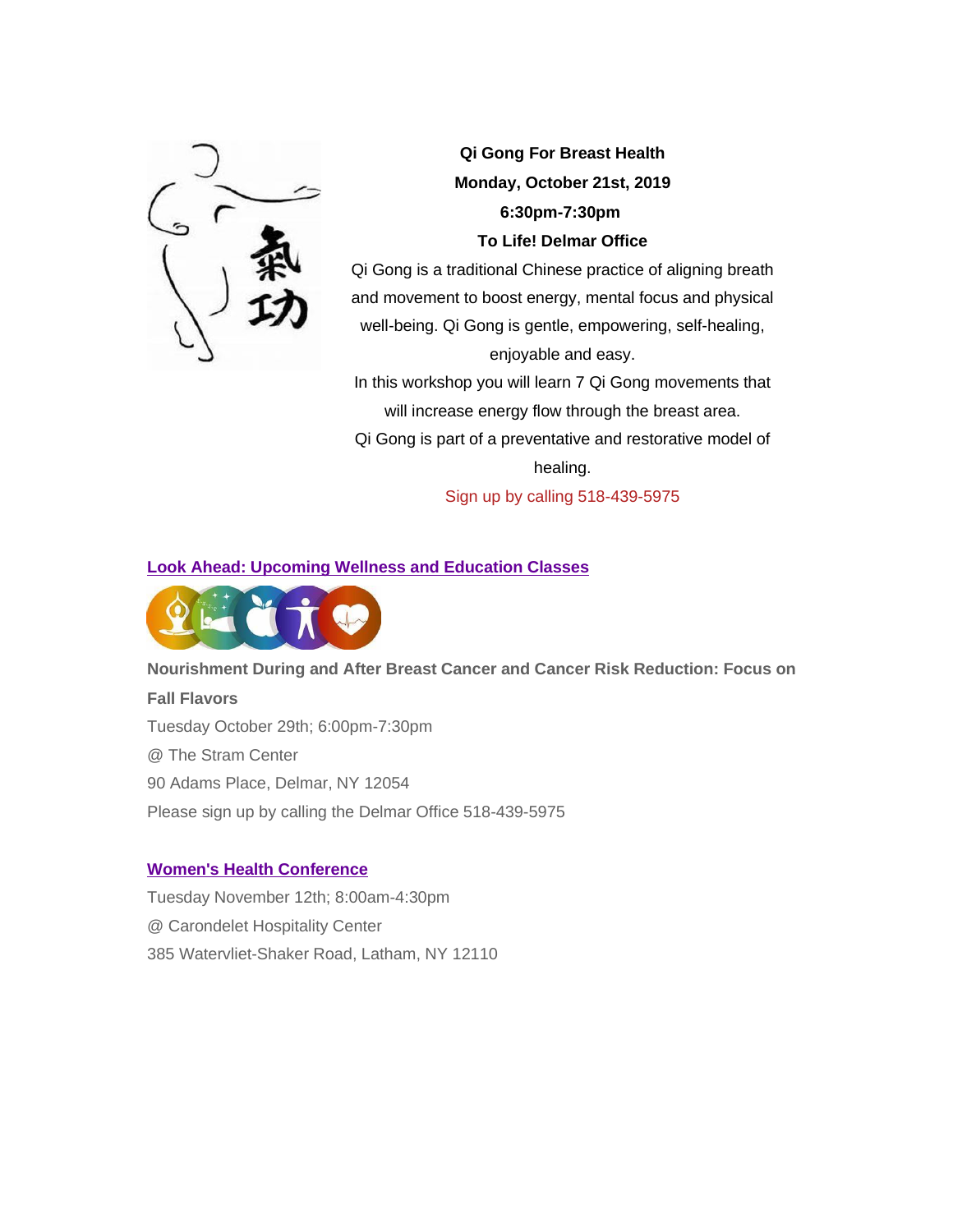**Qi Gong For Breast Health**

**Monday, October 21st, 2019**

**6:30pm-7:30pm**

**To Life! Delmar Office**

Qi Gong is a traditional Chinese practice of aligning breath and movement to boost energy, mental focus and physical well-being. Qi Gong is gentle, empowering, self-healing, enjoyable and easy.

In this workshop you will learn 7 Qi Gong movements that will increase energy flow through the breast area.

Qi Gong is part of a preventative and restorative model of healing.

Sign up by calling 518-439-5975

## Look Ahead: Upcoming Wellness and Education Classes

**Nourishment During and After Breast Cancer and Cancer Risk Reduction: Focus on Fall Flavors**

Tuesday October 29th; 6:00pm-7:30pm

@ The Stram Center

90 Adams Place, Delmar, NY 12054

Please sign up by calling the Delmar Office 518-439-5975

## Women's Health Conference

Tuesday November 12th; 8:00am-4:30pm

@ Carondelet Hospitality Center

385 Watervliet-Shaker Road, Latham, NY 12110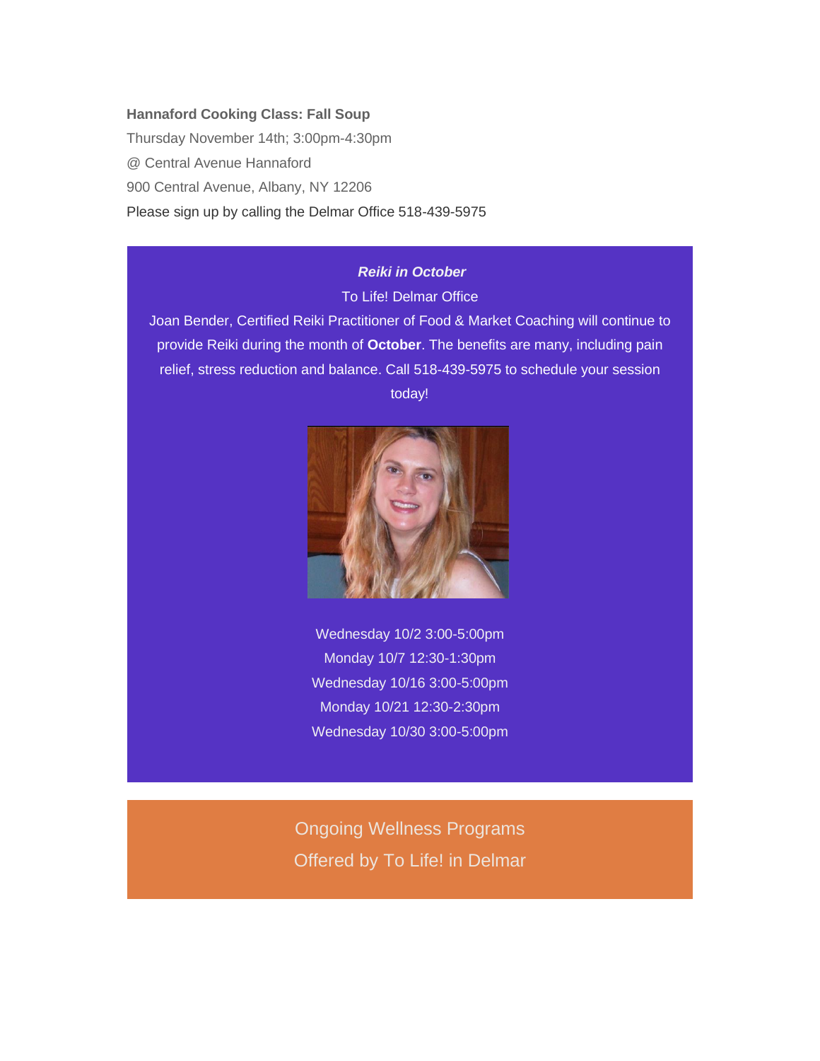**Hannaford Cooking Class: Fall Soup**

Thursday November 14th; 3:00pm-4:30pm

@ Central Avenue Hannaford

900 Central Avenue, Albany, NY 12206

Please sign up by calling the Delmar Office 518-439-5975

***Reiki in October***

To Life! Delmar Office

Joan Bender, Certified Reiki Practitioner of Food & Market Coaching will continue to provide Reiki during the month of **October**. The benefits are many, including pain relief, stress reduction and balance. Call 518-439-5975 to schedule your session today!

Wednesday 10/2 3:00-5:00pm

Monday 10/7 12:30-1:30pm

Wednesday 10/16 3:00-5:00pm

Monday 10/21 12:30-2:30pm

Wednesday 10/30 3:00-5:00pm

## Ongoing Wellness Programs Offered by To Life! in Delmar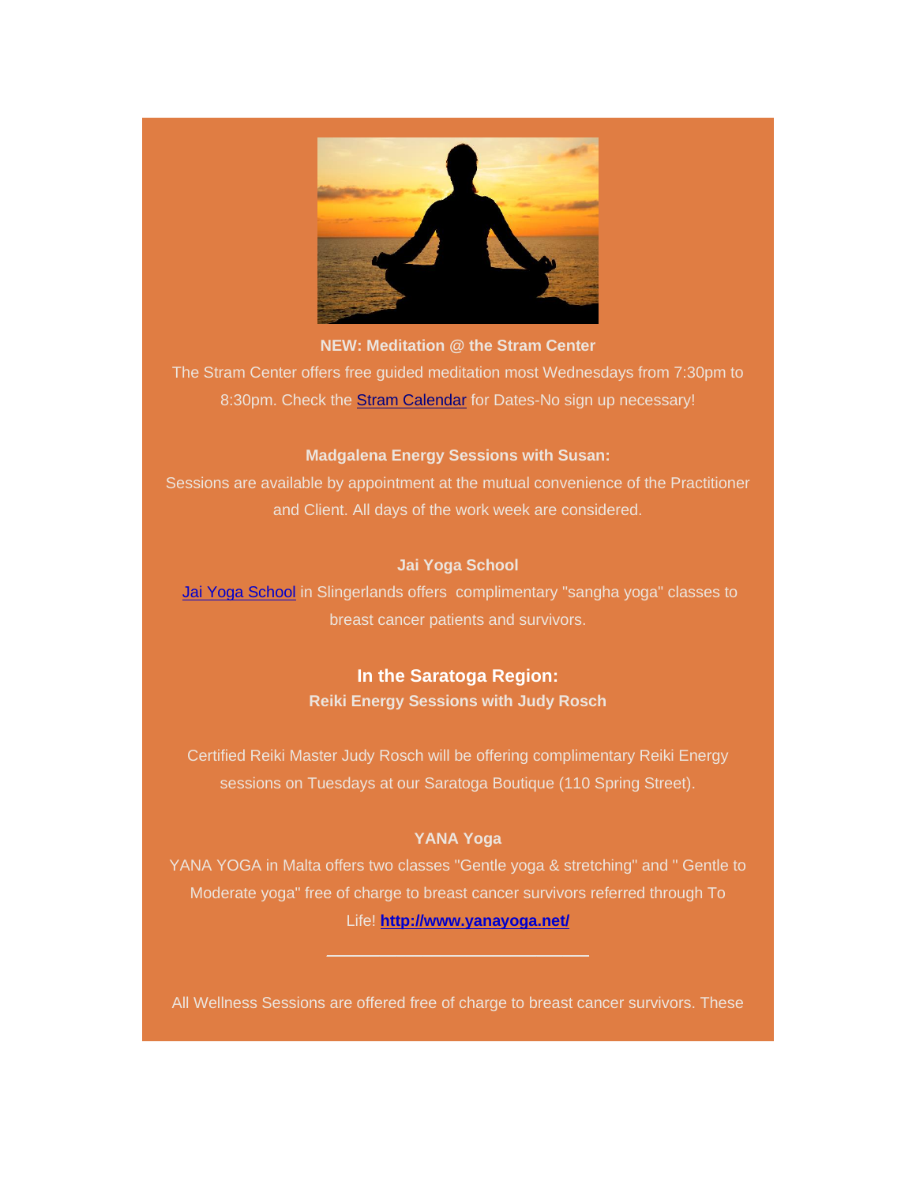**NEW: Meditation @ the Stram Center**

The Stram Center offers free guided meditation most Wednesdays from 7:30pm to 8:30pm. Check the [Stram Calendar] for Dates-No sign up necessary!

**Madgalena Energy Sessions with Susan:**

Sessions are available by appointment at the mutual convenience of the Practitioner and Client. All days of the work week are considered.

**Jai Yoga School**

Jai Yoga School in Slingerlands offers complimentary "sangha yoga" classes to breast cancer patients and survivors.

## In the Saratoga Region:

**Reiki Energy Sessions with Judy Rosch**

Certified Reiki Master Judy Rosch will be offering complimentary Reiki Energy sessions on Tuesdays at our Saratoga Boutique (110 Spring Street).

**YANA Yoga**

YANA YOGA in Malta offers two classes "Gentle yoga & stretching" and " Gentle to Moderate yoga" free of charge to breast cancer survivors referred through To Life! **http://www.yanayoga.net/**

---

All Wellness Sessions are offered free of charge to breast cancer survivors. These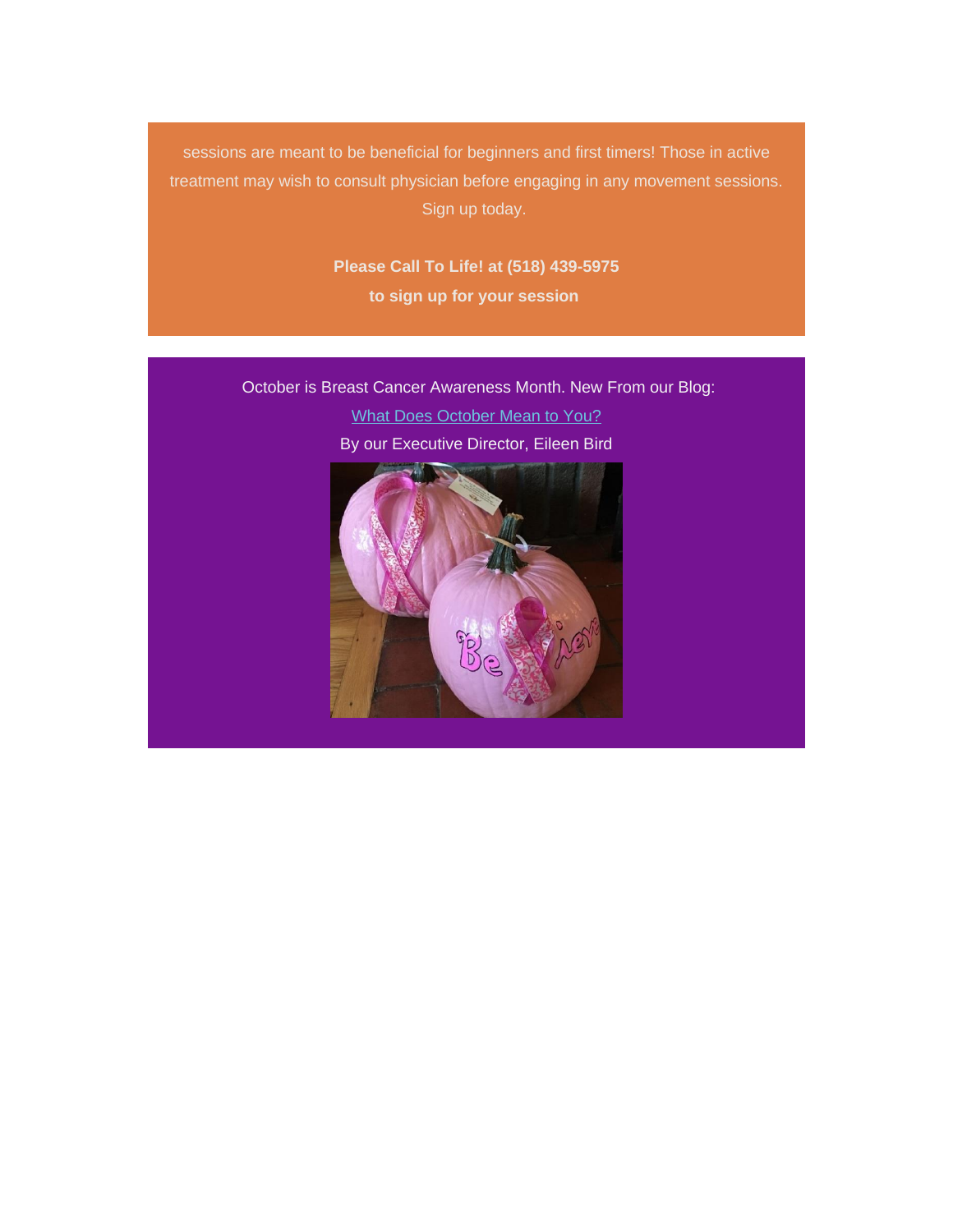sessions are meant to be beneficial for beginners and first timers! Those in active treatment may wish to consult physician before engaging in any movement sessions. Sign up today.

**Please Call To Life! at (518) 439-5975**
**to sign up for your session**

October is Breast Cancer Awareness Month. New From our Blog:

What Does October Mean to You?

By our Executive Director, Eileen Bird